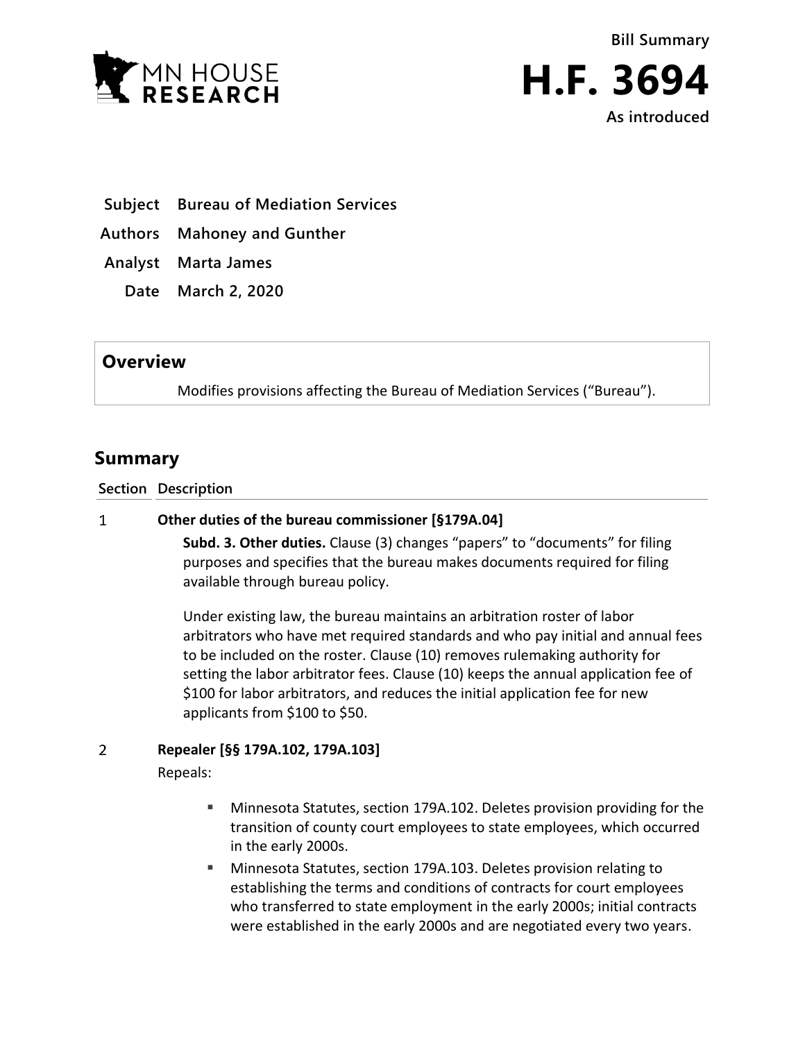MN HOUSE RESEARCH

**Bill Summary**

# H.F. 3694

**As introduced**

| | |
|---|---|
| **Subject** | **Bureau of Mediation Services** |
| **Authors** | **Mahoney and Gunther** |
| **Analyst** | **Marta James** |
| **Date** | **March 2, 2020** |

## Overview

Modifies provisions affecting the Bureau of Mediation Services ("Bureau").

## Summary

| Section | Description |
|---|---|

1 **Other duties of the bureau commissioner [§179A.04]**

**Subd. 3. Other duties.** Clause (3) changes "papers" to "documents" for filing purposes and specifies that the bureau makes documents required for filing available through bureau policy.

Under existing law, the bureau maintains an arbitration roster of labor arbitrators who have met required standards and who pay initial and annual fees to be included on the roster. Clause (10) removes rulemaking authority for setting the labor arbitrator fees. Clause (10) keeps the annual application fee of $100 for labor arbitrators, and reduces the initial application fee for new applicants from $100 to $50.

2 **Repealer [§§ 179A.102, 179A.103]**

Repeals:

- Minnesota Statutes, section 179A.102. Deletes provision providing for the transition of county court employees to state employees, which occurred in the early 2000s.
- Minnesota Statutes, section 179A.103. Deletes provision relating to establishing the terms and conditions of contracts for court employees who transferred to state employment in the early 2000s; initial contracts were established in the early 2000s and are negotiated every two years.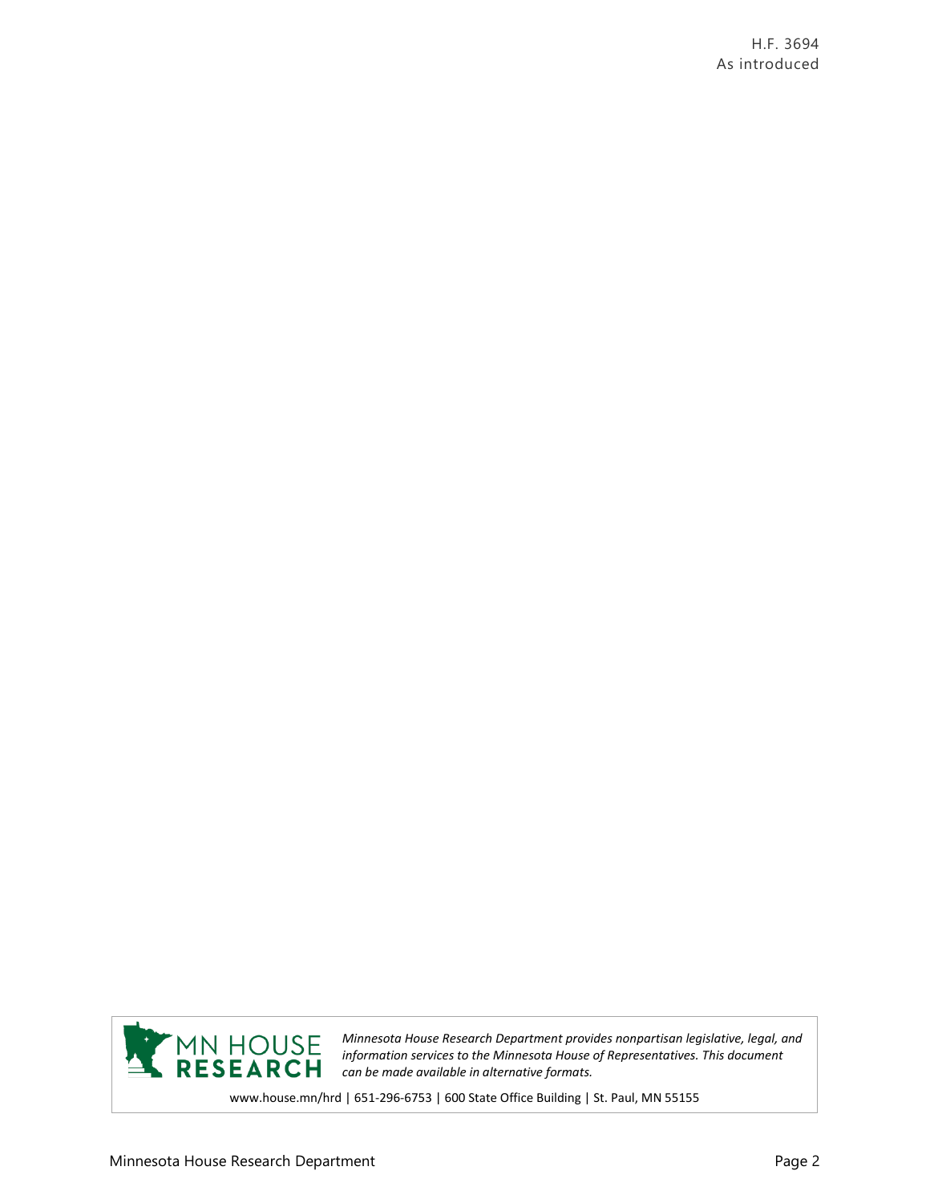Minnesota House Research Department provides nonpartisan legislative, legal, and information services to the Minnesota House of Representatives. This document can be made available in alternative formats.

www.house.mn/hrd | 651-296-6753 | 600 State Office Building | St. Paul, MN 55155